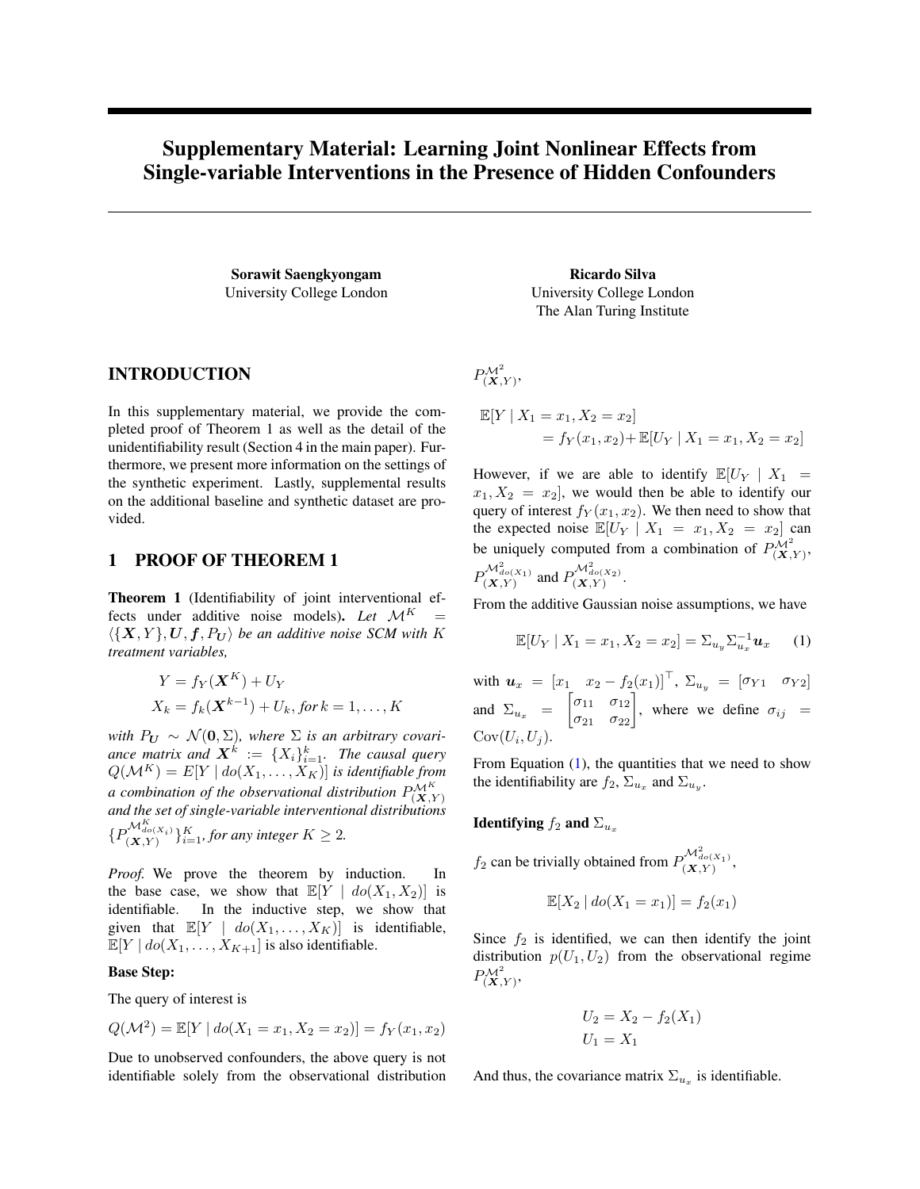# Supplementary Material: Learning Joint Nonlinear Effects from Single-variable Interventions in the Presence of Hidden Confounders

**Sorawit Saengkyongam**
University College London

**Ricardo Silva**
University College London
The Alan Turing Institute

## INTRODUCTION

In this supplementary material, we provide the completed proof of Theorem 1 as well as the detail of the unidentifiability result (Section 4 in the main paper). Furthermore, we present more information on the settings of the synthetic experiment. Lastly, supplemental results on the additional baseline and synthetic dataset are provided.

## 1 PROOF OF THEOREM 1

**Theorem 1** (Identifiability of joint interventional effects under additive noise models)**.** *Let $\mathcal{M}^K = \langle \{\boldsymbol{X}, Y\}, \boldsymbol{U}, \boldsymbol{f}, P_{\boldsymbol{U}} \rangle$ be an additive noise SCM with $K$ treatment variables,*

$$
\begin{aligned}
Y &= f_Y(\boldsymbol{X}^K) + U_Y \\
X_k &= f_k(\boldsymbol{X}^{k-1}) + U_k, \text{for } k = 1, \dots, K
\end{aligned}
$$

*with $P_{\boldsymbol{U}} \sim \mathcal{N}(\boldsymbol{0}, \Sigma)$, where $\Sigma$ is an arbitrary covariance matrix and $\boldsymbol{X}^k := \{X_i\}_{i=1}^k$. The causal query $Q(\mathcal{M}^K) = E[Y \mid do(X_1, \dots, X_K)]$ is identifiable from a combination of the observational distribution $P_{(\boldsymbol{X},Y)}^{\mathcal{M}^K}$ and the set of single-variable interventional distributions $\{P_{(\boldsymbol{X},Y)}^{\mathcal{M}^K_{do(X_i)}}\}_{i=1}^K$, for any integer $K \geq 2$.*

*Proof.* We prove the theorem by induction. In the base case, we show that $\mathbb{E}[Y \mid do(X_1, X_2)]$ is identifiable. In the inductive step, we show that given that $\mathbb{E}[Y \mid do(X_1, \dots, X_K)]$ is identifiable, $\mathbb{E}[Y \mid do(X_1, \dots, X_{K+1})]$ is also identifiable.

**Base Step:**

The query of interest is

$$
Q(\mathcal{M}^2) = \mathbb{E}[Y \mid do(X_1 = x_1, X_2 = x_2)] = f_Y(x_1, x_2)
$$

Due to unobserved confounders, the above query is not identifiable solely from the observational distribution $P_{(\boldsymbol{X},Y)}^{\mathcal{M}^2}$,

$$
\begin{aligned}
&\mathbb{E}[Y \mid X_1 = x_1, X_2 = x_2] \\
&\qquad = f_Y(x_1, x_2) + \mathbb{E}[U_Y \mid X_1 = x_1, X_2 = x_2]
\end{aligned}
$$

However, if we are able to identify $\mathbb{E}[U_Y \mid X_1 = x_1, X_2 = x_2]$, we would then be able to identify our query of interest $f_Y(x_1, x_2)$. We then need to show that the expected noise $\mathbb{E}[U_Y \mid X_1 = x_1, X_2 = x_2]$ can be uniquely computed from a combination of $P_{(\boldsymbol{X},Y)}^{\mathcal{M}^2}$, $P_{(\boldsymbol{X},Y)}^{\mathcal{M}^2_{do(X_1)}}$ and $P_{(\boldsymbol{X},Y)}^{\mathcal{M}^2_{do(X_2)}}$.

From the additive Gaussian noise assumptions, we have

$$
\mathbb{E}[U_Y \mid X_1 = x_1, X_2 = x_2] = \Sigma_{u_y} \Sigma_{u_x}^{-1} \boldsymbol{u}_x \tag{1}
$$

with $\boldsymbol{u}_x = [x_1 \quad x_2 - f_2(x_1)]^\top$, $\Sigma_{u_y} = [\sigma_{Y1} \quad \sigma_{Y2}]$ and $\Sigma_{u_x} = \begin{bmatrix} \sigma_{11} & \sigma_{12} \\ \sigma_{21} & \sigma_{22} \end{bmatrix}$, where we define $\sigma_{ij} = \mathrm{Cov}(U_i, U_j)$.

From Equation (1), the quantities that we need to show the identifiability are $f_2$, $\Sigma_{u_x}$ and $\Sigma_{u_y}$.

**Identifying $f_2$ and $\Sigma_{u_x}$**

$f_2$ can be trivially obtained from $P_{(\boldsymbol{X},Y)}^{\mathcal{M}^2_{do(X_1)}}$,

$$
\mathbb{E}[X_2 \mid do(X_1 = x_1)] = f_2(x_1)
$$

Since $f_2$ is identified, we can then identify the joint distribution $p(U_1, U_2)$ from the observational regime $P_{(\boldsymbol{X},Y)}^{\mathcal{M}^2}$,

$$
\begin{aligned}
U_2 &= X_2 - f_2(X_1) \\
U_1 &= X_1
\end{aligned}
$$

And thus, the covariance matrix $\Sigma_{u_x}$ is identifiable.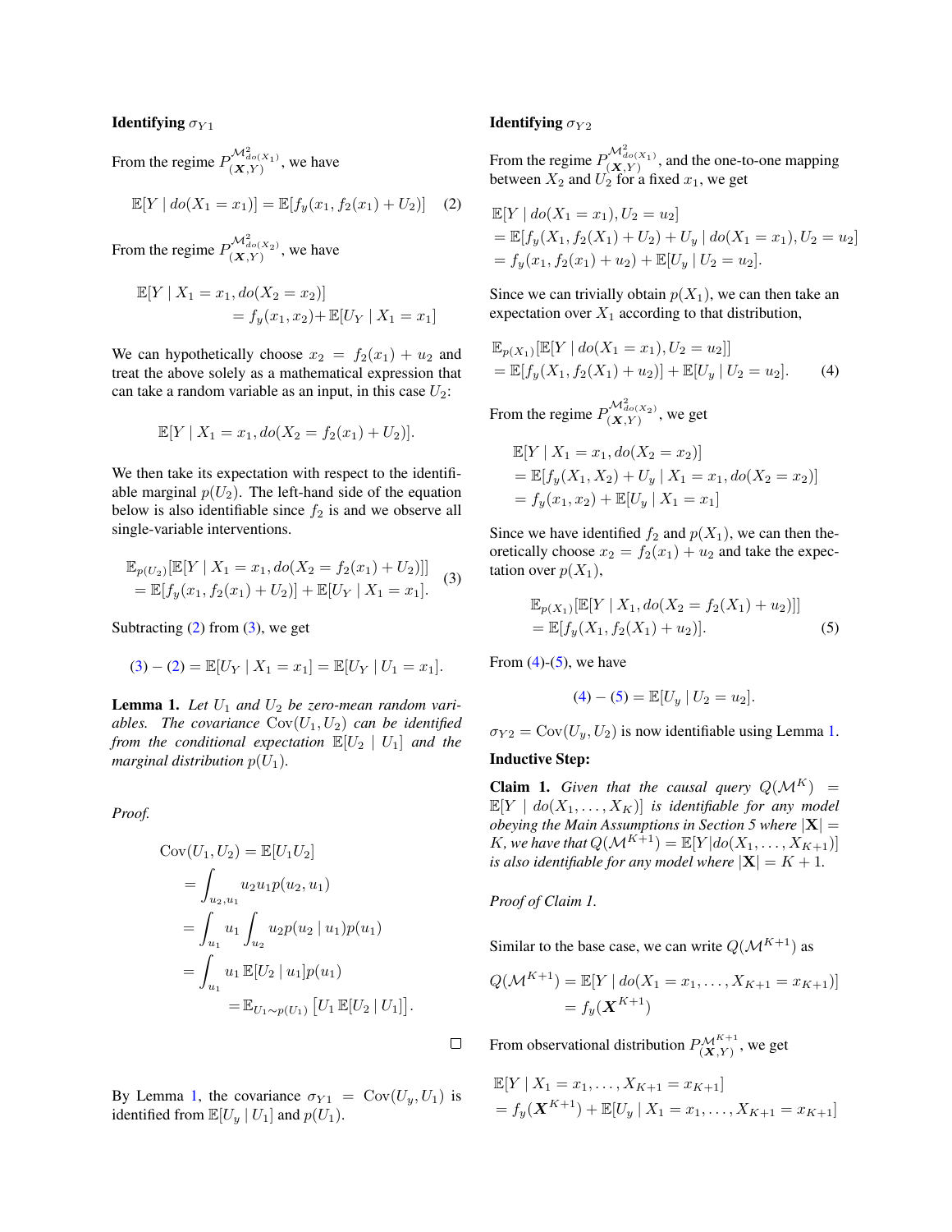**Identifying $\sigma_{Y1}$**

From the regime $P_{(\boldsymbol{X},Y)}^{\mathcal{M}^2_{do(X_1)}}$, we have

$$\mathbb{E}[Y \mid do(X_1 = x_1)] = \mathbb{E}[f_y(x_1, f_2(x_1) + U_2)] \quad (2)$$

From the regime $P_{(\boldsymbol{X},Y)}^{\mathcal{M}^2_{do(X_2)}}$, we have

$$\begin{aligned}\mathbb{E}[Y \mid X_1 = x_1, do(X_2 = x_2)] \\ = f_y(x_1, x_2) + \mathbb{E}[U_Y \mid X_1 = x_1]\end{aligned}$$

We can hypothetically choose $x_2 = f_2(x_1) + u_2$ and treat the above solely as a mathematical expression that can take a random variable as an input, in this case $U_2$:

$$\mathbb{E}[Y \mid X_1 = x_1, do(X_2 = f_2(x_1) + U_2)].$$

We then take its expectation with respect to the identifiable marginal $p(U_2)$. The left-hand side of the equation below is also identifiable since $f_2$ is and we observe all single-variable interventions.

$$\begin{aligned}&\mathbb{E}_{p(U_2)}[\mathbb{E}[Y \mid X_1 = x_1, do(X_2 = f_2(x_1) + U_2)]] \\ &= \mathbb{E}[f_y(x_1, f_2(x_1) + U_2)] + \mathbb{E}[U_Y \mid X_1 = x_1].\end{aligned} \quad (3)$$

Subtracting (2) from (3), we get

$$(3) - (2) = \mathbb{E}[U_Y \mid X_1 = x_1] = \mathbb{E}[U_Y \mid U_1 = x_1].$$

**Lemma 1.** *Let $U_1$ and $U_2$ be zero-mean random variables. The covariance $\mathrm{Cov}(U_1, U_2)$ can be identified from the conditional expectation $\mathbb{E}[U_2 \mid U_1]$ and the marginal distribution $p(U_1)$.*

*Proof.*

$$\begin{aligned}\mathrm{Cov}(U_1, U_2) &= \mathbb{E}[U_1 U_2] \\ &= \int_{u_2, u_1} u_2 u_1 p(u_2, u_1) \\ &= \int_{u_1} u_1 \int_{u_2} u_2 p(u_2 \mid u_1) p(u_1) \\ &= \int_{u_1} u_1 \, \mathbb{E}[U_2 \mid u_1] p(u_1) \\ &= \mathbb{E}_{U_1 \sim p(U_1)} \left[U_1 \, \mathbb{E}[U_2 \mid U_1]\right].\end{aligned}$$

□

By Lemma 1, the covariance $\sigma_{Y1} = \mathrm{Cov}(U_y, U_1)$ is identified from $\mathbb{E}[U_y \mid U_1]$ and $p(U_1)$.

**Identifying $\sigma_{Y2}$**

From the regime $P_{(\boldsymbol{X},Y)}^{\mathcal{M}^2_{do(X_1)}}$, and the one-to-one mapping between $X_2$ and $U_2$ for a fixed $x_1$, we get

$$\begin{aligned}&\mathbb{E}[Y \mid do(X_1 = x_1), U_2 = u_2] \\ &= \mathbb{E}[f_y(X_1, f_2(X_1) + U_2) + U_y \mid do(X_1 = x_1), U_2 = u_2] \\ &= f_y(x_1, f_2(x_1) + u_2) + \mathbb{E}[U_y \mid U_2 = u_2].\end{aligned}$$

Since we can trivially obtain $p(X_1)$, we can then take an expectation over $X_1$ according to that distribution,

$$\begin{aligned}&\mathbb{E}_{p(X_1)}[\mathbb{E}[Y \mid do(X_1 = x_1), U_2 = u_2]] \\ &= \mathbb{E}[f_y(X_1, f_2(X_1) + u_2)] + \mathbb{E}[U_y \mid U_2 = u_2].\end{aligned} \quad (4)$$

From the regime $P_{(\boldsymbol{X},Y)}^{\mathcal{M}^2_{do(X_2)}}$, we get

$$\begin{aligned}&\mathbb{E}[Y \mid X_1 = x_1, do(X_2 = x_2)] \\ &= \mathbb{E}[f_y(X_1, X_2) + U_y \mid X_1 = x_1, do(X_2 = x_2)] \\ &= f_y(x_1, x_2) + \mathbb{E}[U_y \mid X_1 = x_1]\end{aligned}$$

Since we have identified $f_2$ and $p(X_1)$, we can then theoretically choose $x_2 = f_2(x_1) + u_2$ and take the expectation over $p(X_1)$,

$$\begin{aligned}&\mathbb{E}_{p(X_1)}[\mathbb{E}[Y \mid X_1, do(X_2 = f_2(X_1) + u_2)]] \\ &= \mathbb{E}[f_y(X_1, f_2(X_1) + u_2)].\end{aligned} \quad (5)$$

From (4)-(5), we have

$$(4) - (5) = \mathbb{E}[U_y \mid U_2 = u_2].$$

$\sigma_{Y2} = \mathrm{Cov}(U_y, U_2)$ is now identifiable using Lemma 1.

**Inductive Step:**

**Claim 1.** *Given that the causal query $Q(\mathcal{M}^K) = \mathbb{E}[Y \mid do(X_1, \ldots, X_K)]$ is identifiable for any model obeying the Main Assumptions in Section 5 where $|\mathbf{X}| = K$, we have that $Q(\mathcal{M}^{K+1}) = \mathbb{E}[Y|do(X_1, \ldots, X_{K+1})]$ is also identifiable for any model where $|\mathbf{X}| = K + 1$.*

*Proof of Claim 1.*

Similar to the base case, we can write $Q(\mathcal{M}^{K+1})$ as

$$\begin{aligned}Q(\mathcal{M}^{K+1}) &= \mathbb{E}[Y \mid do(X_1 = x_1, \ldots, X_{K+1} = x_{K+1})] \\ &= f_y(\boldsymbol{X}^{K+1})\end{aligned}$$

From observational distribution $P_{(\boldsymbol{X},Y)}^{\mathcal{M}^{K+1}}$, we get

$$\begin{aligned}&\mathbb{E}[Y \mid X_1 = x_1, \ldots, X_{K+1} = x_{K+1}] \\ &= f_y(\boldsymbol{X}^{K+1}) + \mathbb{E}[U_y \mid X_1 = x_1, \ldots, X_{K+1} = x_{K+1}]\end{aligned}$$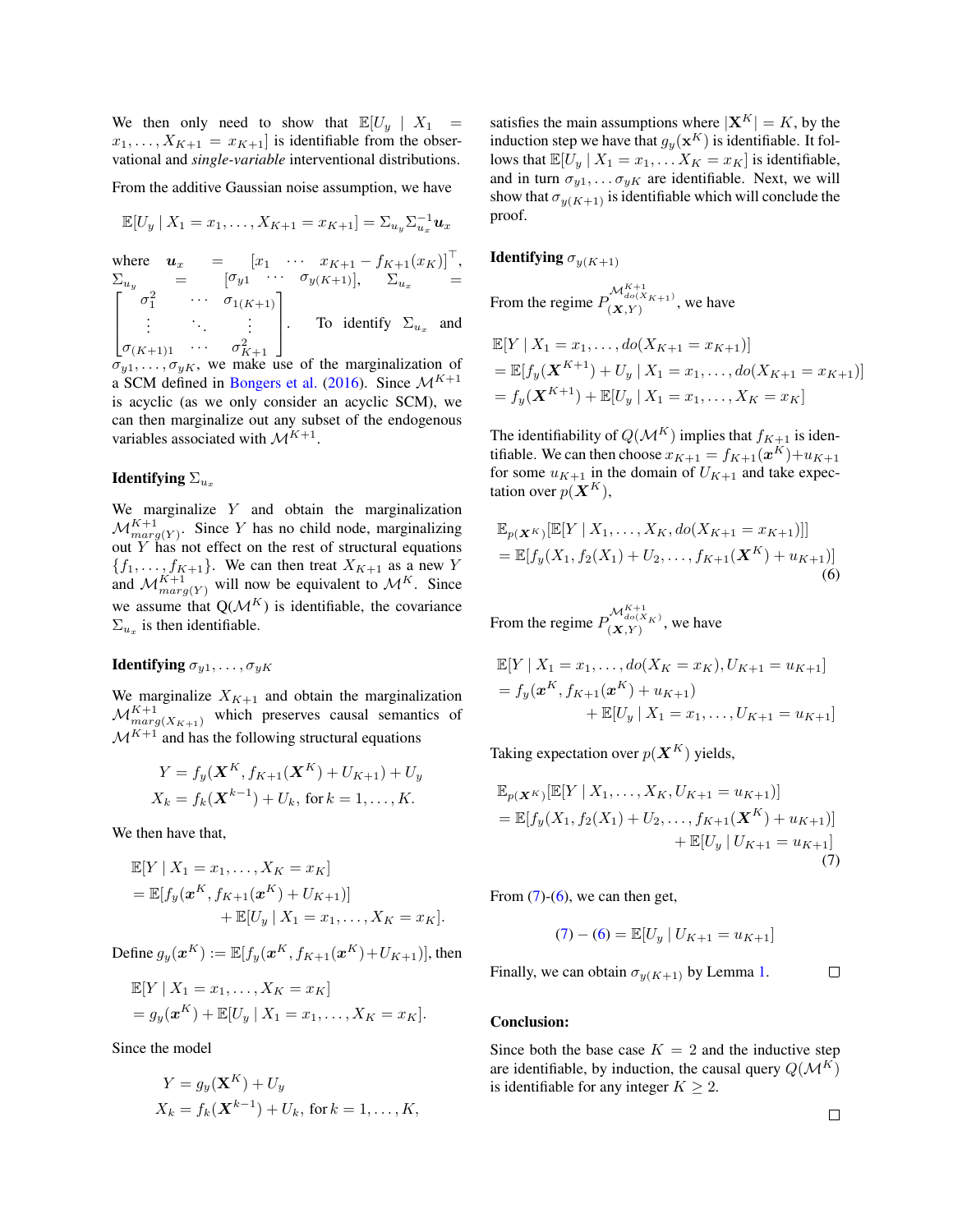We then only need to show that $\mathbb{E}[U_y \mid X_1 = x_1, \ldots, X_{K+1} = x_{K+1}]$ is identifiable from the observational and *single-variable* interventional distributions.

From the additive Gaussian noise assumption, we have

$$\mathbb{E}[U_y \mid X_1 = x_1, \ldots, X_{K+1} = x_{K+1}] = \Sigma_{u_y} \Sigma_{u_x}^{-1} \boldsymbol{u}_x$$

where $\boldsymbol{u}_x = [x_1 \ \cdots \ x_{K+1} - f_{K+1}(x_K)]^\top$, $\Sigma_{u_y} = [\sigma_{y1} \ \cdots \ \sigma_{y(K+1)}]$, $\Sigma_{u_x} = \begin{bmatrix} \sigma_1^2 & \cdots & \sigma_{1(K+1)} \\ \vdots & \ddots & \vdots \\ \sigma_{(K+1)1} & \cdots & \sigma_{K+1}^2 \end{bmatrix}$. To identify $\Sigma_{u_x}$ and $\sigma_{y1}, \ldots, \sigma_{yK}$, we make use of the marginalization of a SCM defined in Bongers et al. (2016). Since $\mathcal{M}^{K+1}$ is acyclic (as we only consider an acyclic SCM), we can then marginalize out any subset of the endogenous variables associated with $\mathcal{M}^{K+1}$.

**Identifying $\Sigma_{u_x}$**

We marginalize $Y$ and obtain the marginalization $\mathcal{M}^{K+1}_{marg(Y)}$. Since $Y$ has no child node, marginalizing out $Y$ has not effect on the rest of structural equations $\{f_1, \ldots, f_{K+1}\}$. We can then treat $X_{K+1}$ as a new $Y$ and $\mathcal{M}^{K+1}_{marg(Y)}$ will now be equivalent to $\mathcal{M}^K$. Since we assume that Q($\mathcal{M}^K$) is identifiable, the covariance $\Sigma_{u_x}$ is then identifiable.

**Identifying $\sigma_{y1}, \ldots, \sigma_{yK}$**

We marginalize $X_{K+1}$ and obtain the marginalization $\mathcal{M}^{K+1}_{marg(X_{K+1})}$ which preserves causal semantics of $\mathcal{M}^{K+1}$ and has the following structural equations

$$Y = f_y(\boldsymbol{X}^K, f_{K+1}(\boldsymbol{X}^K) + U_{K+1}) + U_y$$
$$X_k = f_k(\boldsymbol{X}^{k-1}) + U_k, \text{ for } k = 1, \ldots, K.$$

We then have that,

$$\begin{aligned}
&\mathbb{E}[Y \mid X_1 = x_1, \ldots, X_K = x_K] \\
&= \mathbb{E}[f_y(\boldsymbol{x}^K, f_{K+1}(\boldsymbol{x}^K) + U_{K+1})] \\
&\qquad\qquad + \mathbb{E}[U_y \mid X_1 = x_1, \ldots, X_K = x_K].
\end{aligned}$$

Define $g_y(\boldsymbol{x}^K) := \mathbb{E}[f_y(\boldsymbol{x}^K, f_{K+1}(\boldsymbol{x}^K) + U_{K+1})]$, then

$$\begin{aligned}
&\mathbb{E}[Y \mid X_1 = x_1, \ldots, X_K = x_K] \\
&= g_y(\boldsymbol{x}^K) + \mathbb{E}[U_y \mid X_1 = x_1, \ldots, X_K = x_K].
\end{aligned}$$

Since the model

$$Y = g_y(\boldsymbol{X}^K) + U_y$$
$$X_k = f_k(\boldsymbol{X}^{k-1}) + U_k, \text{ for } k = 1, \ldots, K,$$

satisfies the main assumptions where $|\mathbf{X}^K| = K$, by the induction step we have that $g_y(\mathbf{x}^K)$ is identifiable. It follows that $\mathbb{E}[U_y \mid X_1 = x_1, \ldots X_K = x_K]$ is identifiable, and in turn $\sigma_{y1}, \ldots \sigma_{yK}$ are identifiable. Next, we will show that $\sigma_{y(K+1)}$ is identifiable which will conclude the proof.

**Identifying $\sigma_{y(K+1)}$**

From the regime $P^{\mathcal{M}^{K+1}_{do(X_{K+1})}}_{(\boldsymbol{X},Y)}$, we have

$$\begin{aligned}
&\mathbb{E}[Y \mid X_1 = x_1, \ldots, do(X_{K+1} = x_{K+1})] \\
&= \mathbb{E}[f_y(\boldsymbol{X}^{K+1}) + U_y \mid X_1 = x_1, \ldots, do(X_{K+1} = x_{K+1})] \\
&= f_y(\boldsymbol{X}^{K+1}) + \mathbb{E}[U_y \mid X_1 = x_1, \ldots, X_K = x_K]
\end{aligned}$$

The identifiability of $Q(\mathcal{M}^K)$ implies that $f_{K+1}$ is identifiable. We can then choose $x_{K+1} = f_{K+1}(\boldsymbol{x}^K) + u_{K+1}$ for some $u_{K+1}$ in the domain of $U_{K+1}$ and take expectation over $p(\boldsymbol{X}^K)$,

$$\begin{aligned}
&\mathbb{E}_{p(\boldsymbol{X}^K)}[\mathbb{E}[Y \mid X_1, \ldots, X_K, do(X_{K+1} = x_{K+1})]] \\
&= \mathbb{E}[f_y(X_1, f_2(X_1) + U_2, \ldots, f_{K+1}(\boldsymbol{X}^K) + u_{K+1})]
\end{aligned} \tag{6}$$

From the regime $P^{\mathcal{M}^{K+1}_{do(X_K)}}_{(\boldsymbol{X},Y)}$, we have

$$\begin{aligned}
&\mathbb{E}[Y \mid X_1 = x_1, \ldots, do(X_K = x_K), U_{K+1} = u_{K+1}] \\
&= f_y(\boldsymbol{x}^K, f_{K+1}(\boldsymbol{x}^K) + u_{K+1}) \\
&\qquad\qquad + \mathbb{E}[U_y \mid X_1 = x_1, \ldots, U_{K+1} = u_{K+1}]
\end{aligned}$$

Taking expectation over $p(\boldsymbol{X}^K)$ yields,

$$\begin{aligned}
&\mathbb{E}_{p(\boldsymbol{X}^K)}[\mathbb{E}[Y \mid X_1, \ldots, X_K, U_{K+1} = u_{K+1})]] \\
&= \mathbb{E}[f_y(X_1, f_2(X_1) + U_2, \ldots, f_{K+1}(\boldsymbol{X}^K) + u_{K+1})] \\
&\qquad\qquad + \mathbb{E}[U_y \mid U_{K+1} = u_{K+1}]
\end{aligned} \tag{7}$$

From (7)-(6), we can then get,

$$(7) - (6) = \mathbb{E}[U_y \mid U_{K+1} = u_{K+1}]$$

Finally, we can obtain $\sigma_{y(K+1)}$ by Lemma 1. □

**Conclusion:**

Since both the base case $K = 2$ and the inductive step are identifiable, by induction, the causal query $Q(\mathcal{M}^K)$ is identifiable for any integer $K \geq 2$.

□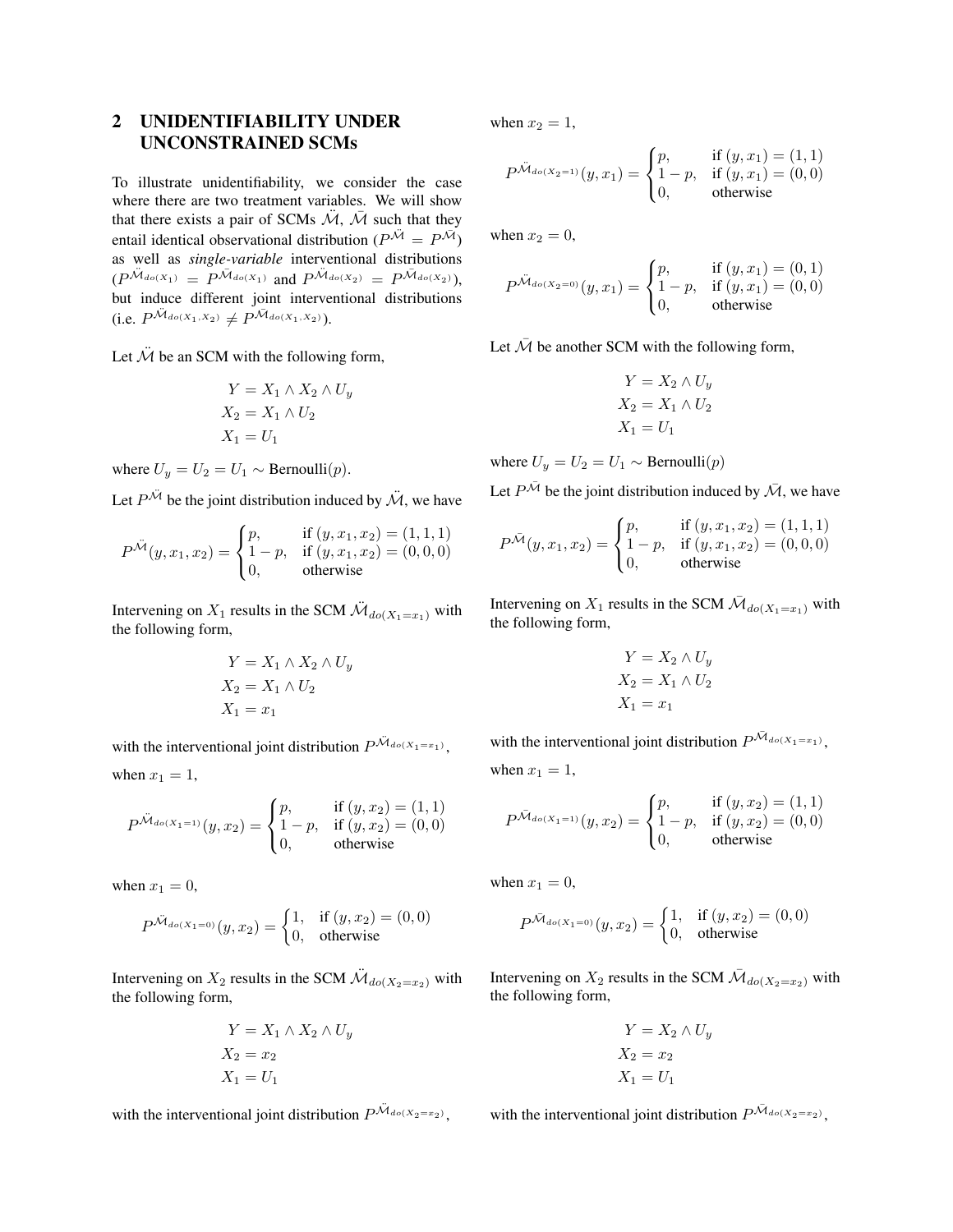## 2 UNIDENTIFIABILITY UNDER UNCONSTRAINED SCMs

To illustrate unidentifiability, we consider the case where there are two treatment variables. We will show that there exists a pair of SCMs $\ddot{\mathcal{M}}$, $\bar{\mathcal{M}}$ such that they entail identical observational distribution ($P^{\ddot{\mathcal{M}}} = P^{\bar{\mathcal{M}}}$) as well as ***single-variable*** interventional distributions ($P^{\ddot{\mathcal{M}}_{do(X_1)}} = P^{\bar{\mathcal{M}}_{do(X_1)}}$ and $P^{\ddot{\mathcal{M}}_{do(X_2)}} = P^{\bar{\mathcal{M}}_{do(X_2)}}$), but induce different joint interventional distributions (i.e. $P^{\ddot{\mathcal{M}}_{do(X_1,X_2)}} \neq P^{\bar{\mathcal{M}}_{do(X_1,X_2)}}$).

Let $\ddot{\mathcal{M}}$ be an SCM with the following form,

$$
\begin{aligned}
Y &= X_1 \wedge X_2 \wedge U_y \\
X_2 &= X_1 \wedge U_2 \\
X_1 &= U_1
\end{aligned}
$$

where $U_y = U_2 = U_1 \sim \text{Bernoulli}(p)$.

Let $P^{\ddot{\mathcal{M}}}$ be the joint distribution induced by $\ddot{\mathcal{M}}$, we have

$$
P^{\ddot{\mathcal{M}}}(y, x_1, x_2) = \begin{cases} p, & \text{if } (y, x_1, x_2) = (1,1,1) \\ 1-p, & \text{if } (y, x_1, x_2) = (0,0,0) \\ 0, & \text{otherwise} \end{cases}
$$

Intervening on $X_1$ results in the SCM $\ddot{\mathcal{M}}_{do(X_1=x_1)}$ with the following form,

$$
\begin{aligned}
Y &= X_1 \wedge X_2 \wedge U_y \\
X_2 &= X_1 \wedge U_2 \\
X_1 &= x_1
\end{aligned}
$$

with the interventional joint distribution $P^{\ddot{\mathcal{M}}_{do(X_1=x_1)}}$,

when $x_1 = 1$,

$$
P^{\ddot{\mathcal{M}}_{do(X_1=1)}}(y, x_2) = \begin{cases} p, & \text{if } (y, x_2) = (1,1) \\ 1-p, & \text{if } (y, x_2) = (0,0) \\ 0, & \text{otherwise} \end{cases}
$$

when $x_1 = 0$,

$$
P^{\ddot{\mathcal{M}}_{do(X_1=0)}}(y, x_2) = \begin{cases} 1, & \text{if } (y, x_2) = (0,0) \\ 0, & \text{otherwise} \end{cases}
$$

Intervening on $X_2$ results in the SCM $\ddot{\mathcal{M}}_{do(X_2=x_2)}$ with the following form,

$$
\begin{aligned}
Y &= X_1 \wedge X_2 \wedge U_y \\
X_2 &= x_2 \\
X_1 &= U_1
\end{aligned}
$$

with the interventional joint distribution $P^{\ddot{\mathcal{M}}_{do(X_2=x_2)}}$,

when $x_2 = 1$,

$$
P^{\ddot{\mathcal{M}}_{do(X_2=1)}}(y, x_1) = \begin{cases} p, & \text{if } (y, x_1) = (1,1) \\ 1-p, & \text{if } (y, x_1) = (0,0) \\ 0, & \text{otherwise} \end{cases}
$$

when $x_2 = 0$,

$$
P^{\ddot{\mathcal{M}}_{do(X_2=0)}}(y, x_1) = \begin{cases} p, & \text{if } (y, x_1) = (0,1) \\ 1-p, & \text{if } (y, x_1) = (0,0) \\ 0, & \text{otherwise} \end{cases}
$$

Let $\bar{\mathcal{M}}$ be another SCM with the following form,

$$
\begin{aligned}
Y &= X_2 \wedge U_y \\
X_2 &= X_1 \wedge U_2 \\
X_1 &= U_1
\end{aligned}
$$

where $U_y = U_2 = U_1 \sim \text{Bernoulli}(p)$

Let $P^{\bar{\mathcal{M}}}$ be the joint distribution induced by $\bar{\mathcal{M}}$, we have

$$
P^{\bar{\mathcal{M}}}(y, x_1, x_2) = \begin{cases} p, & \text{if } (y, x_1, x_2) = (1,1,1) \\ 1-p, & \text{if } (y, x_1, x_2) = (0,0,0) \\ 0, & \text{otherwise} \end{cases}
$$

Intervening on $X_1$ results in the SCM $\bar{\mathcal{M}}_{do(X_1=x_1)}$ with the following form,

$$
\begin{aligned}
Y &= X_2 \wedge U_y \\
X_2 &= X_1 \wedge U_2 \\
X_1 &= x_1
\end{aligned}
$$

with the interventional joint distribution $P^{\bar{\mathcal{M}}_{do(X_1=x_1)}}$,

when $x_1 = 1$,

$$
P^{\bar{\mathcal{M}}_{do(X_1=1)}}(y, x_2) = \begin{cases} p, & \text{if } (y, x_2) = (1,1) \\ 1-p, & \text{if } (y, x_2) = (0,0) \\ 0, & \text{otherwise} \end{cases}
$$

when $x_1 = 0$,

$$
P^{\bar{\mathcal{M}}_{do(X_1=0)}}(y, x_2) = \begin{cases} 1, & \text{if } (y, x_2) = (0,0) \\ 0, & \text{otherwise} \end{cases}
$$

Intervening on $X_2$ results in the SCM $\bar{\mathcal{M}}_{do(X_2=x_2)}$ with the following form,

$$
\begin{aligned}
Y &= X_2 \wedge U_y \\
X_2 &= x_2 \\
X_1 &= U_1
\end{aligned}
$$

with the interventional joint distribution $P^{\bar{\mathcal{M}}_{do(X_2=x_2)}}$,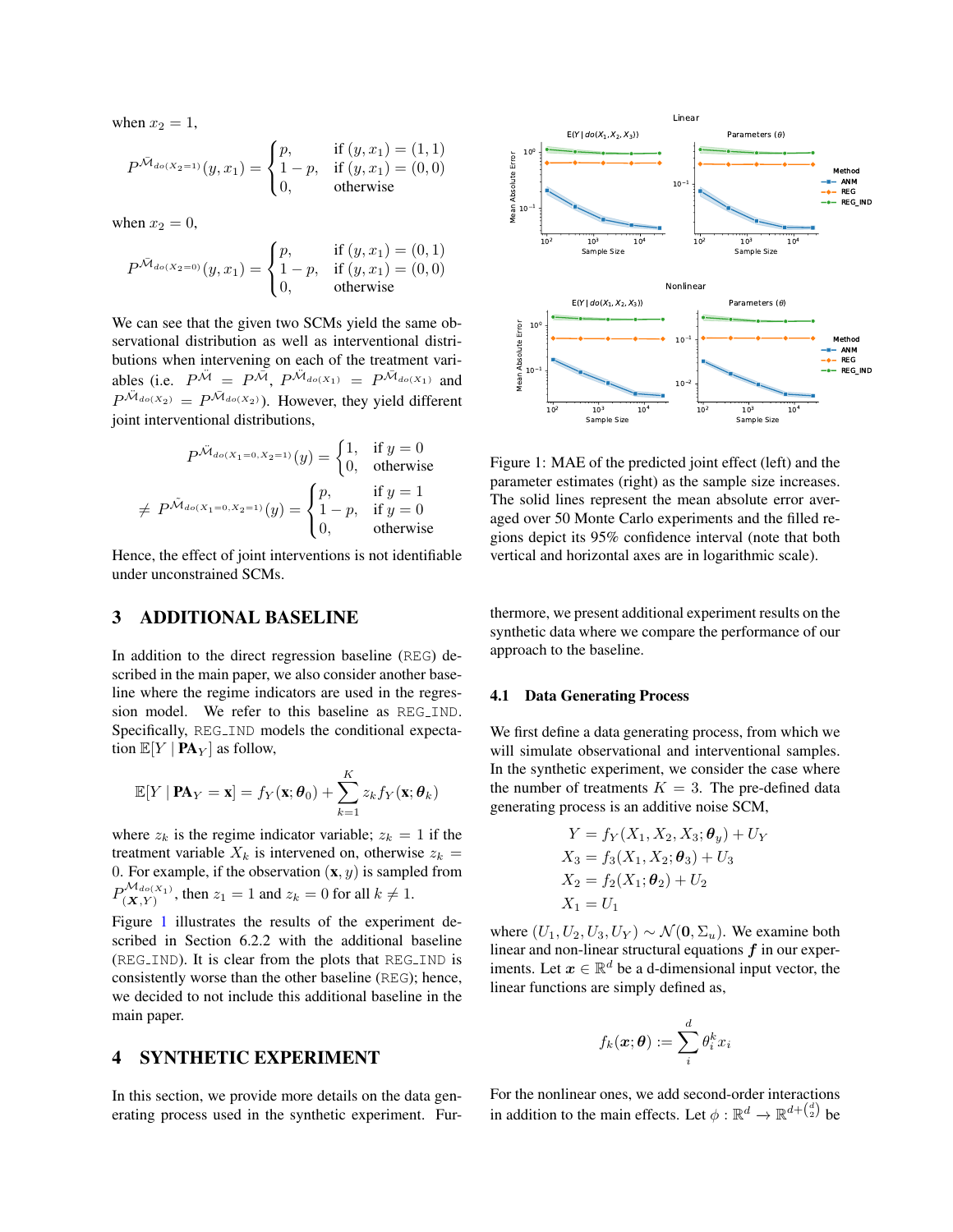when $x_2 = 1$,

$$P^{\bar{\mathcal{M}}_{do(X_2=1)}}(y, x_1) = \begin{cases} p, & \text{if } (y, x_1) = (1, 1) \\ 1-p, & \text{if } (y, x_1) = (0, 0) \\ 0, & \text{otherwise} \end{cases}$$

when $x_2 = 0$,

$$P^{\bar{\mathcal{M}}_{do(X_2=0)}}(y, x_1) = \begin{cases} p, & \text{if } (y, x_1) = (0, 1) \\ 1-p, & \text{if } (y, x_1) = (0, 0) \\ 0, & \text{otherwise} \end{cases}$$

We can see that the given two SCMs yield the same observational distribution as well as interventional distributions when intervening on each of the treatment variables (i.e. $P^{\bar{\mathcal{M}}} = P^{\tilde{\mathcal{M}}}$, $P^{\bar{\mathcal{M}}_{do(X_1)}} = P^{\tilde{\mathcal{M}}_{do(X_1)}}$ and $P^{\bar{\mathcal{M}}_{do(X_2)}} = P^{\tilde{\mathcal{M}}_{do(X_2)}}$). However, they yield different joint interventional distributions,

$$P^{\bar{\mathcal{M}}_{do(X_1=0,X_2=1)}}(y) = \begin{cases} 1, & \text{if } y = 0 \\ 0, & \text{otherwise} \end{cases}$$

$$\neq P^{\tilde{\mathcal{M}}_{do(X_1=0,X_2=1)}}(y) = \begin{cases} p, & \text{if } y = 1 \\ 1-p, & \text{if } y = 0 \\ 0, & \text{otherwise} \end{cases}$$

Hence, the effect of joint interventions is not identifiable under unconstrained SCMs.

## 3 ADDITIONAL BASELINE

In addition to the direct regression baseline (REG) described in the main paper, we also consider another baseline where the regime indicators are used in the regression model. We refer to this baseline as REG_IND. Specifically, REG_IND models the conditional expectation $\mathbb{E}[Y \mid \mathbf{PA}_Y]$ as follow,

$$\mathbb{E}[Y \mid \mathbf{PA}_Y = \mathbf{x}] = f_Y(\mathbf{x}; \boldsymbol{\theta}_0) + \sum_{k=1}^{K} z_k f_Y(\mathbf{x}; \boldsymbol{\theta}_k)$$

where $z_k$ is the regime indicator variable; $z_k = 1$ if the treatment variable $X_k$ is intervened on, otherwise $z_k = 0$. For example, if the observation $(\mathbf{x}, y)$ is sampled from $P^{\mathcal{M}_{do(X_1)}}_{(\mathbf{X},Y)}$, then $z_1 = 1$ and $z_k = 0$ for all $k \neq 1$.

Figure 1 illustrates the results of the experiment described in Section 6.2.2 with the additional baseline (REG_IND). It is clear from the plots that REG_IND is consistently worse than the other baseline (REG); hence, we decided to not include this additional baseline in the main paper.

## 4 SYNTHETIC EXPERIMENT

In this section, we provide more details on the data generating process used in the synthetic experiment. Furthermore, we present additional experiment results on the synthetic data where we compare the performance of our approach to the baseline.

Figure 1: MAE of the predicted joint effect (left) and the parameter estimates (right) as the sample size increases. The solid lines represent the mean absolute error averaged over 50 Monte Carlo experiments and the filled regions depict its 95% confidence interval (note that both vertical and horizontal axes are in logarithmic scale).

### 4.1 Data Generating Process

We first define a data generating process, from which we will simulate observational and interventional samples. In the synthetic experiment, we consider the case where the number of treatments $K = 3$. The pre-defined data generating process is an additive noise SCM,

$$\begin{aligned} Y &= f_Y(X_1, X_2, X_3; \boldsymbol{\theta}_y) + U_Y \\ X_3 &= f_3(X_1, X_2; \boldsymbol{\theta}_3) + U_3 \\ X_2 &= f_2(X_1; \boldsymbol{\theta}_2) + U_2 \\ X_1 &= U_1 \end{aligned}$$

where $(U_1, U_2, U_3, U_Y) \sim \mathcal{N}(\mathbf{0}, \Sigma_u)$. We examine both linear and non-linear structural equations $\boldsymbol{f}$ in our experiments. Let $\boldsymbol{x} \in \mathbb{R}^d$ be a d-dimensional input vector, the linear functions are simply defined as,

$$f_k(\boldsymbol{x}; \boldsymbol{\theta}) := \sum_{i}^{d} \theta_i^k x_i$$

For the nonlinear ones, we add second-order interactions in addition to the main effects. Let $\phi : \mathbb{R}^d \to \mathbb{R}^{d+\binom{d}{2}}$ be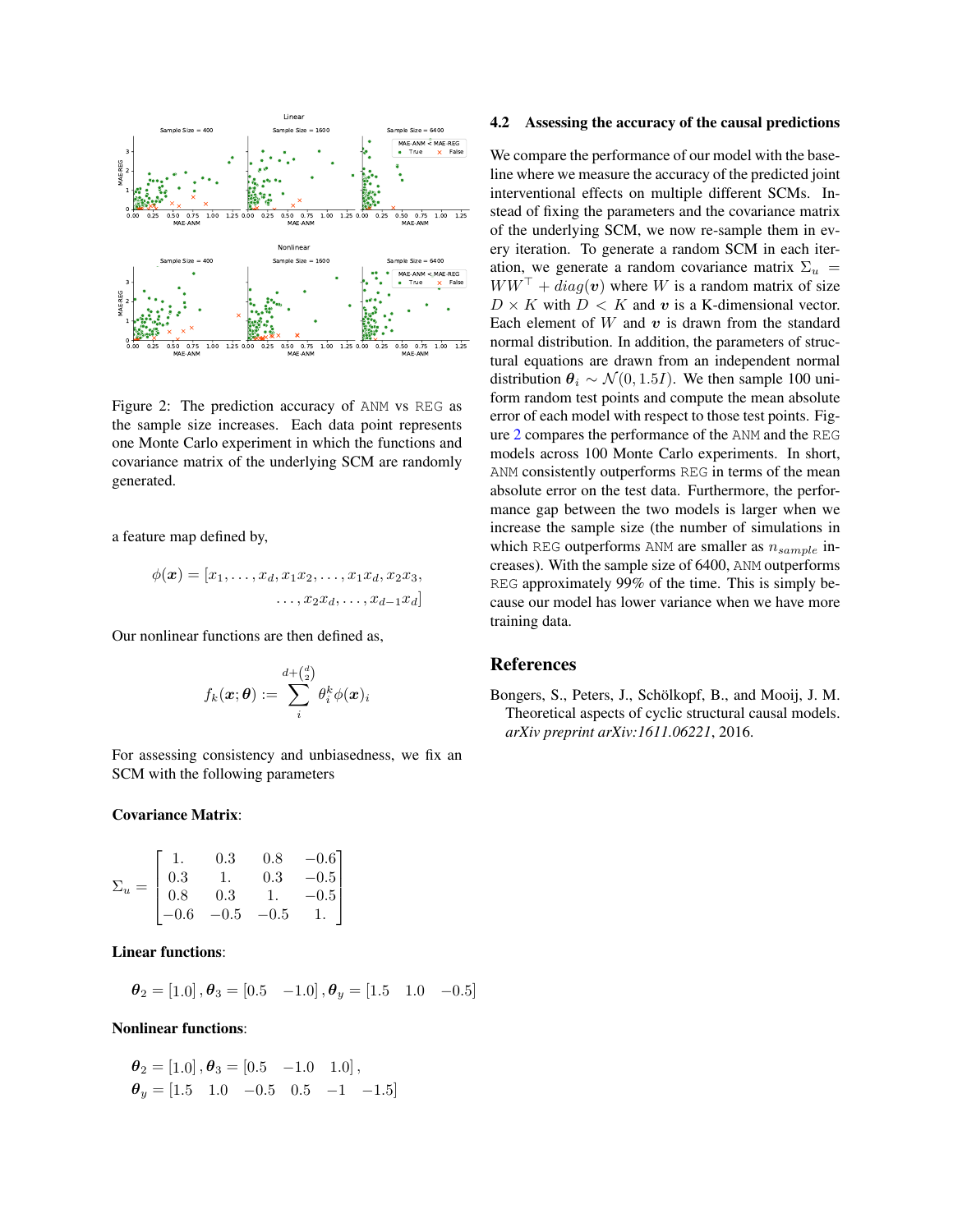Linear

Sample Size = 400

Sample Size = 1600

Sample Size = 6400

MAE-ANM < MAE-REG

True

False

MAE-REG

MAE-ANM

0.00 0.25 0.50 0.75 1.00 1.25

0 1 2 3

Nonlinear

Sample Size = 400

Sample Size = 1600

Sample Size = 6400

MAE-ANM < MAE-REG

True

False

MAE-REG

MAE-ANM

0.00 0.25 0.50 0.75 1.00 1.25

0 1 2 3

Figure 2: The prediction accuracy of ANM vs REG as the sample size increases. Each data point represents one Monte Carlo experiment in which the functions and covariance matrix of the underlying SCM are randomly generated.

a feature map defined by,

$$\phi(\boldsymbol{x}) = [x_1, \ldots, x_d, x_1x_2, \ldots, x_1x_d, x_2x_3, \\ \ldots, x_2x_d, \ldots, x_{d-1}x_d]$$

Our nonlinear functions are then defined as,

$$f_k(\boldsymbol{x}; \boldsymbol{\theta}) := \sum_{i}^{d+\binom{d}{2}} \theta_i^k \phi(\boldsymbol{x})_i$$

For assessing consistency and unbiasedness, we fix an SCM with the following parameters

**Covariance Matrix**:

$$\Sigma_u = \begin{bmatrix} 1. & 0.3 & 0.8 & -0.6 \\ 0.3 & 1. & 0.3 & -0.5 \\ 0.8 & 0.3 & 1. & -0.5 \\ -0.6 & -0.5 & -0.5 & 1. \end{bmatrix}$$

**Linear functions**:

$$\boldsymbol{\theta}_2 = [1.0], \boldsymbol{\theta}_3 = [0.5 \quad -1.0], \boldsymbol{\theta}_y = [1.5 \quad 1.0 \quad -0.5]$$

**Nonlinear functions**:

$$\boldsymbol{\theta}_2 = [1.0], \boldsymbol{\theta}_3 = [0.5 \quad -1.0 \quad 1.0], \\ \boldsymbol{\theta}_y = [1.5 \quad 1.0 \quad -0.5 \quad 0.5 \quad -1 \quad -1.5]$$

### 4.2 Assessing the accuracy of the causal predictions

We compare the performance of our model with the baseline where we measure the accuracy of the predicted joint interventional effects on multiple different SCMs. Instead of fixing the parameters and the covariance matrix of the underlying SCM, we now re-sample them in every iteration. To generate a random SCM in each iteration, we generate a random covariance matrix $\Sigma_u = WW^\top + diag(\boldsymbol{v})$ where $W$ is a random matrix of size $D \times K$ with $D < K$ and $\boldsymbol{v}$ is a K-dimensional vector. Each element of $W$ and $\boldsymbol{v}$ is drawn from the standard normal distribution. In addition, the parameters of structural equations are drawn from an independent normal distribution $\boldsymbol{\theta}_i \sim \mathcal{N}(0, 1.5I)$. We then sample 100 uniform random test points and compute the mean absolute error of each model with respect to those test points. Figure 2 compares the performance of the ANM and the REG models across 100 Monte Carlo experiments. In short, ANM consistently outperforms REG in terms of the mean absolute error on the test data. Furthermore, the performance gap between the two models is larger when we increase the sample size (the number of simulations in which REG outperforms ANM are smaller as $n_{sample}$ increases). With the sample size of 6400, ANM outperforms REG approximately 99% of the time. This is simply because our model has lower variance when we have more training data.

## References

Bongers, S., Peters, J., Schölkopf, B., and Mooij, J. M. Theoretical aspects of cyclic structural causal models. *arXiv preprint arXiv:1611.06221*, 2016.